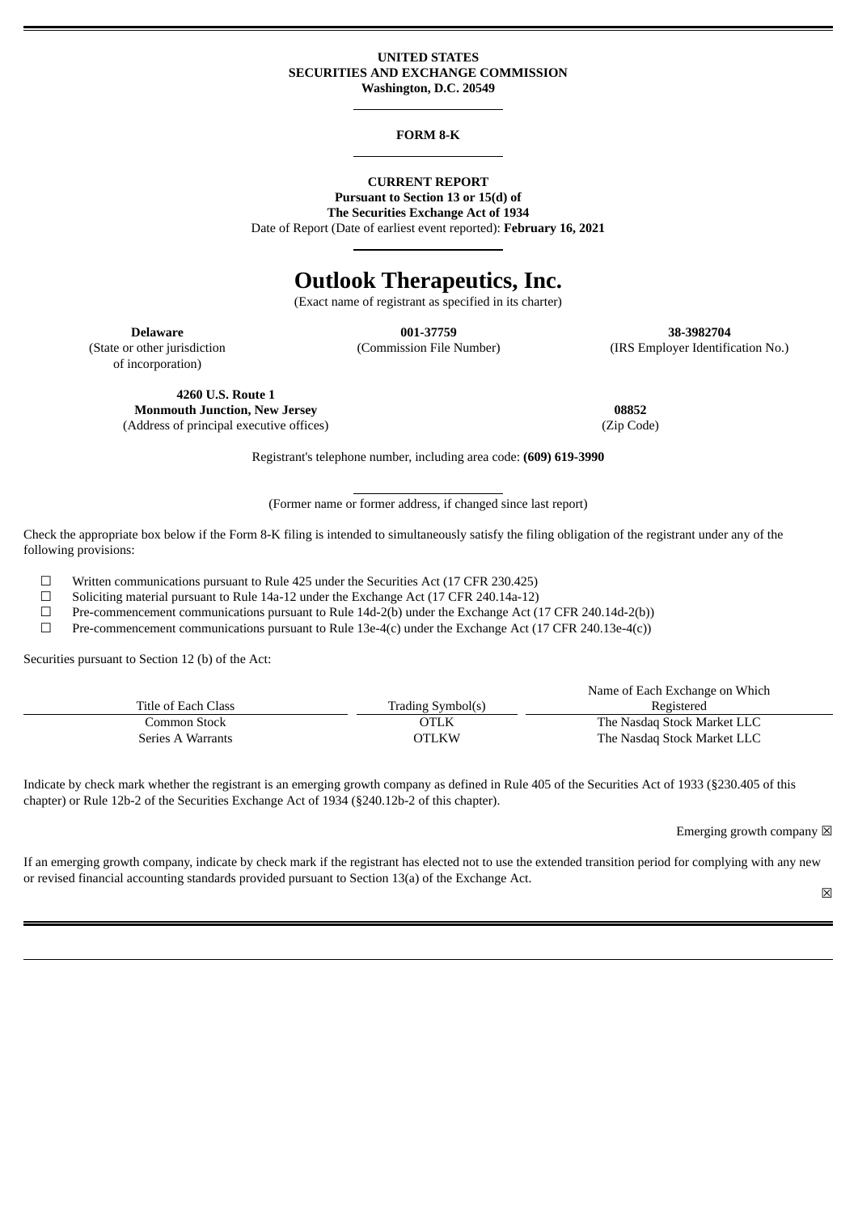**UNITED STATES**
**SECURITIES AND EXCHANGE COMMISSION**
**Washington, D.C. 20549**

**FORM 8-K**

**CURRENT REPORT**
**Pursuant to Section 13 or 15(d) of**
**The Securities Exchange Act of 1934**
Date of Report (Date of earliest event reported): **February 16, 2021**

# Outlook Therapeutics, Inc.

(Exact name of registrant as specified in its charter)

| **Delaware** | **001-37759** | **38-3982704** |
|---|---|---|
| (State or other jurisdiction of incorporation) | (Commission File Number) | (IRS Employer Identification No.) |

| **4260 U.S. Route 1** **Monmouth Junction, New Jersey** | **08852** |
|---|---|
| (Address of principal executive offices) | (Zip Code) |

Registrant's telephone number, including area code: **(609) 619-3990**

(Former name or former address, if changed since last report)

Check the appropriate box below if the Form 8-K filing is intended to simultaneously satisfy the filing obligation of the registrant under any of the following provisions:

☐ Written communications pursuant to Rule 425 under the Securities Act (17 CFR 230.425)
☐ Soliciting material pursuant to Rule 14a-12 under the Exchange Act (17 CFR 240.14a-12)
☐ Pre-commencement communications pursuant to Rule 14d-2(b) under the Exchange Act (17 CFR 240.14d-2(b))
☐ Pre-commencement communications pursuant to Rule 13e-4(c) under the Exchange Act (17 CFR 240.13e-4(c))

Securities pursuant to Section 12 (b) of the Act:

| Title of Each Class | Trading Symbol(s) | Name of Each Exchange on Which Registered |
|---|---|---|
| Common Stock | OTLK | The Nasdaq Stock Market LLC |
| Series A Warrants | OTLKW | The Nasdaq Stock Market LLC |

Indicate by check mark whether the registrant is an emerging growth company as defined in Rule 405 of the Securities Act of 1933 (§230.405 of this chapter) or Rule 12b-2 of the Securities Exchange Act of 1934 (§240.12b-2 of this chapter).

Emerging growth company ☒

If an emerging growth company, indicate by check mark if the registrant has elected not to use the extended transition period for complying with any new or revised financial accounting standards provided pursuant to Section 13(a) of the Exchange Act.

☒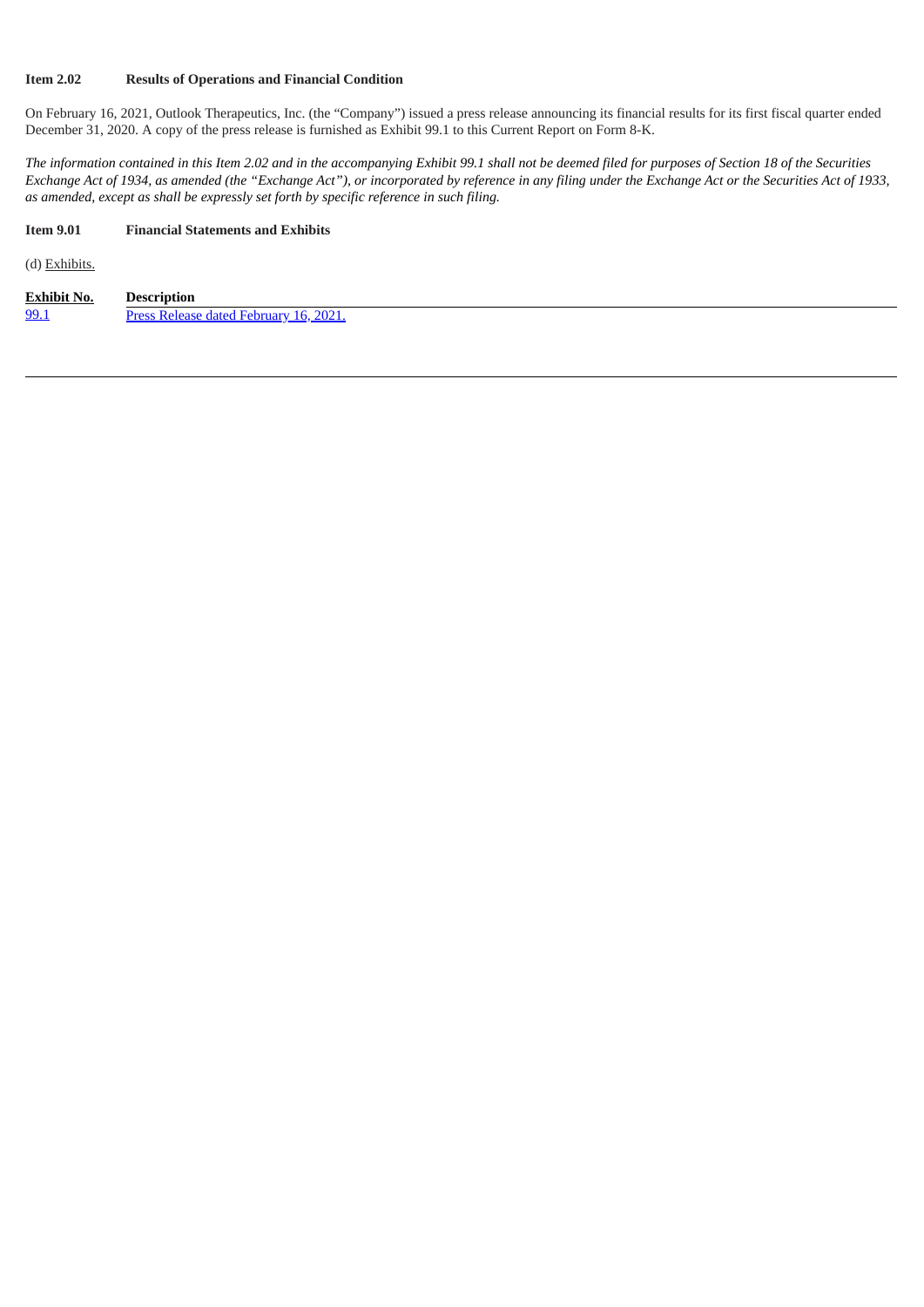**Item 2.02 Results of Operations and Financial Condition**

On February 16, 2021, Outlook Therapeutics, Inc. (the "Company") issued a press release announcing its financial results for its first fiscal quarter ended December 31, 2020. A copy of the press release is furnished as Exhibit 99.1 to this Current Report on Form 8-K.

*The information contained in this Item 2.02 and in the accompanying Exhibit 99.1 shall not be deemed filed for purposes of Section 18 of the Securities Exchange Act of 1934, as amended (the "Exchange Act"), or incorporated by reference in any filing under the Exchange Act or the Securities Act of 1933, as amended, except as shall be expressly set forth by specific reference in such filing.*

**Item 9.01 Financial Statements and Exhibits**

(d) Exhibits.

| Exhibit No. | Description |
|---|---|
| 99.1 | Press Release dated February 16, 2021. |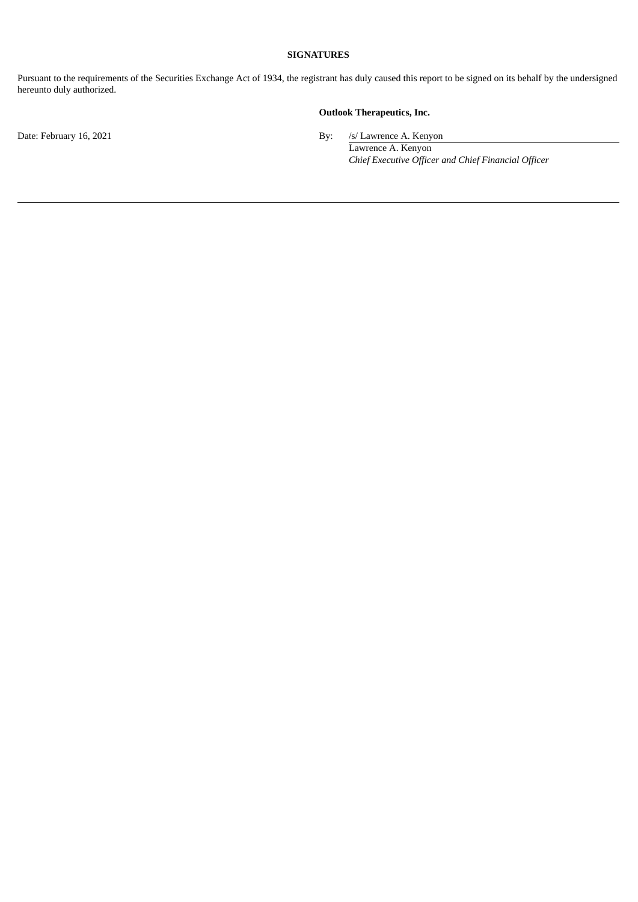**SIGNATURES**

Pursuant to the requirements of the Securities Exchange Act of 1934, the registrant has duly caused this report to be signed on its behalf by the undersigned hereunto duly authorized.

**Outlook Therapeutics, Inc.**

Date: February 16, 2021

By: /s/ Lawrence A. Kenyon

Lawrence A. Kenyon

*Chief Executive Officer and Chief Financial Officer*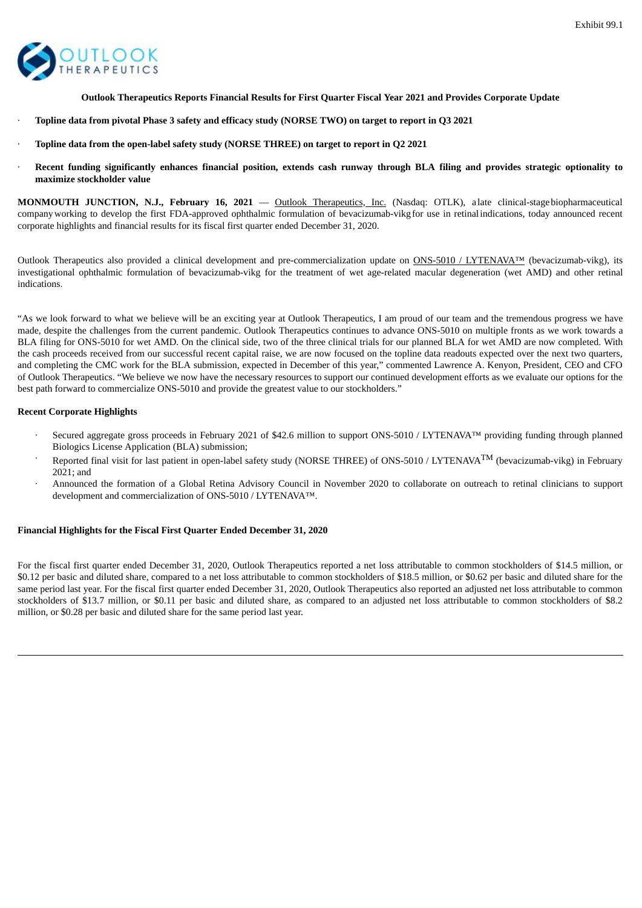Exhibit 99.1

OUTLOOK THERAPEUTICS

**Outlook Therapeutics Reports Financial Results for First Quarter Fiscal Year 2021 and Provides Corporate Update**

- **Topline data from pivotal Phase 3 safety and efficacy study (NORSE TWO) on target to report in Q3 2021**
- **Topline data from the open-label safety study (NORSE THREE) on target to report in Q2 2021**
- **Recent funding significantly enhances financial position, extends cash runway through BLA filing and provides strategic optionality to maximize stockholder value**

**MONMOUTH JUNCTION, N.J., February 16, 2021** — Outlook Therapeutics, Inc. (Nasdaq: OTLK), a late clinical-stage biopharmaceutical company working to develop the first FDA-approved ophthalmic formulation of bevacizumab-vikg for use in retinal indications, today announced recent corporate highlights and financial results for its fiscal first quarter ended December 31, 2020.

Outlook Therapeutics also provided a clinical development and pre-commercialization update on ONS-5010 / LYTENAVA™ (bevacizumab-vikg), its investigational ophthalmic formulation of bevacizumab-vikg for the treatment of wet age-related macular degeneration (wet AMD) and other retinal indications.

"As we look forward to what we believe will be an exciting year at Outlook Therapeutics, I am proud of our team and the tremendous progress we have made, despite the challenges from the current pandemic. Outlook Therapeutics continues to advance ONS-5010 on multiple fronts as we work towards a BLA filing for ONS-5010 for wet AMD. On the clinical side, two of the three clinical trials for our planned BLA for wet AMD are now completed. With the cash proceeds received from our successful recent capital raise, we are now focused on the topline data readouts expected over the next two quarters, and completing the CMC work for the BLA submission, expected in December of this year," commented Lawrence A. Kenyon, President, CEO and CFO of Outlook Therapeutics. "We believe we now have the necessary resources to support our continued development efforts as we evaluate our options for the best path forward to commercialize ONS-5010 and provide the greatest value to our stockholders."

**Recent Corporate Highlights**

- Secured aggregate gross proceeds in February 2021 of $42.6 million to support ONS-5010 / LYTENAVA™ providing funding through planned Biologics License Application (BLA) submission;
- Reported final visit for last patient in open-label safety study (NORSE THREE) of ONS-5010 / LYTENAVA™ (bevacizumab-vikg) in February 2021; and
- Announced the formation of a Global Retina Advisory Council in November 2020 to collaborate on outreach to retinal clinicians to support development and commercialization of ONS-5010 / LYTENAVA™.

**Financial Highlights for the Fiscal First Quarter Ended December 31, 2020**

For the fiscal first quarter ended December 31, 2020, Outlook Therapeutics reported a net loss attributable to common stockholders of $14.5 million, or $0.12 per basic and diluted share, compared to a net loss attributable to common stockholders of $18.5 million, or $0.62 per basic and diluted share for the same period last year. For the fiscal first quarter ended December 31, 2020, Outlook Therapeutics also reported an adjusted net loss attributable to common stockholders of $13.7 million, or $0.11 per basic and diluted share, as compared to an adjusted net loss attributable to common stockholders of $8.2 million, or $0.28 per basic and diluted share for the same period last year.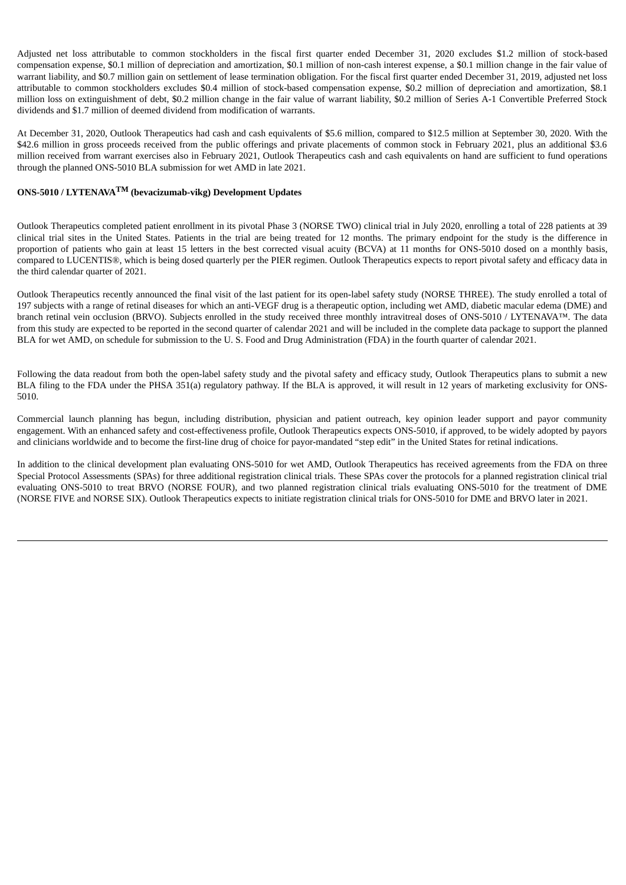Adjusted net loss attributable to common stockholders in the fiscal first quarter ended December 31, 2020 excludes $1.2 million of stock-based compensation expense, $0.1 million of depreciation and amortization, $0.1 million of non-cash interest expense, a $0.1 million change in the fair value of warrant liability, and $0.7 million gain on settlement of lease termination obligation. For the fiscal first quarter ended December 31, 2019, adjusted net loss attributable to common stockholders excludes $0.4 million of stock-based compensation expense, $0.2 million of depreciation and amortization, $8.1 million loss on extinguishment of debt, $0.2 million change in the fair value of warrant liability, $0.2 million of Series A-1 Convertible Preferred Stock dividends and $1.7 million of deemed dividend from modification of warrants.

At December 31, 2020, Outlook Therapeutics had cash and cash equivalents of $5.6 million, compared to $12.5 million at September 30, 2020. With the $42.6 million in gross proceeds received from the public offerings and private placements of common stock in February 2021, plus an additional $3.6 million received from warrant exercises also in February 2021, Outlook Therapeutics cash and cash equivalents on hand are sufficient to fund operations through the planned ONS-5010 BLA submission for wet AMD in late 2021.

**ONS-5010 / LYTENAVA™ (bevacizumab-vikg) Development Updates**

Outlook Therapeutics completed patient enrollment in its pivotal Phase 3 (NORSE TWO) clinical trial in July 2020, enrolling a total of 228 patients at 39 clinical trial sites in the United States. Patients in the trial are being treated for 12 months. The primary endpoint for the study is the difference in proportion of patients who gain at least 15 letters in the best corrected visual acuity (BCVA) at 11 months for ONS-5010 dosed on a monthly basis, compared to LUCENTIS®, which is being dosed quarterly per the PIER regimen. Outlook Therapeutics expects to report pivotal safety and efficacy data in the third calendar quarter of 2021.

Outlook Therapeutics recently announced the final visit of the last patient for its open-label safety study (NORSE THREE). The study enrolled a total of 197 subjects with a range of retinal diseases for which an anti-VEGF drug is a therapeutic option, including wet AMD, diabetic macular edema (DME) and branch retinal vein occlusion (BRVO). Subjects enrolled in the study received three monthly intravitreal doses of ONS-5010 / LYTENAVA™. The data from this study are expected to be reported in the second quarter of calendar 2021 and will be included in the complete data package to support the planned BLA for wet AMD, on schedule for submission to the U. S. Food and Drug Administration (FDA) in the fourth quarter of calendar 2021.

Following the data readout from both the open-label safety study and the pivotal safety and efficacy study, Outlook Therapeutics plans to submit a new BLA filing to the FDA under the PHSA 351(a) regulatory pathway. If the BLA is approved, it will result in 12 years of marketing exclusivity for ONS-5010.

Commercial launch planning has begun, including distribution, physician and patient outreach, key opinion leader support and payor community engagement. With an enhanced safety and cost-effectiveness profile, Outlook Therapeutics expects ONS-5010, if approved, to be widely adopted by payors and clinicians worldwide and to become the first-line drug of choice for payor-mandated "step edit" in the United States for retinal indications.

In addition to the clinical development plan evaluating ONS-5010 for wet AMD, Outlook Therapeutics has received agreements from the FDA on three Special Protocol Assessments (SPAs) for three additional registration clinical trials. These SPAs cover the protocols for a planned registration clinical trial evaluating ONS-5010 to treat BRVO (NORSE FOUR), and two planned registration clinical trials evaluating ONS-5010 for the treatment of DME (NORSE FIVE and NORSE SIX). Outlook Therapeutics expects to initiate registration clinical trials for ONS-5010 for DME and BRVO later in 2021.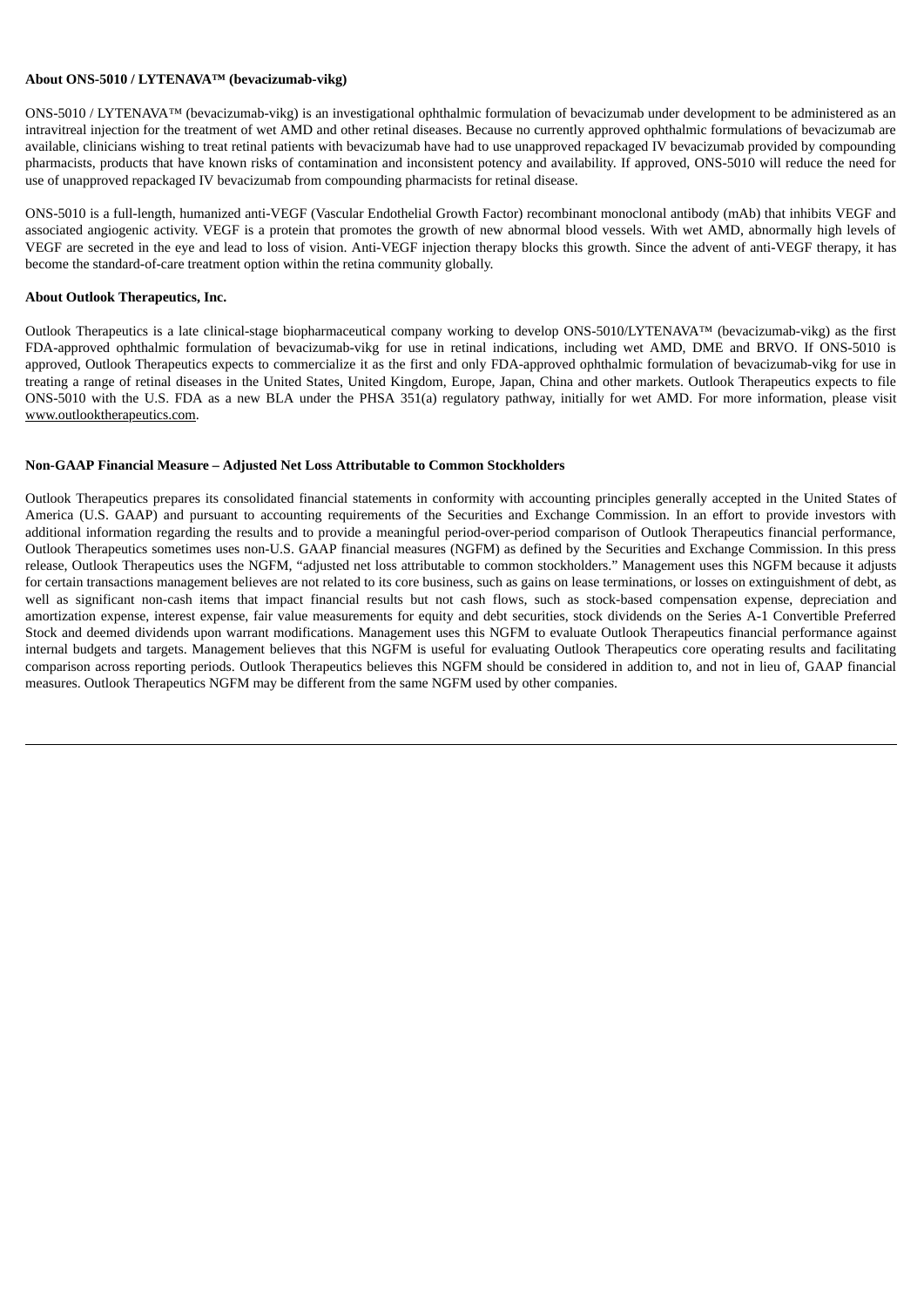**About ONS-5010 / LYTENAVA™ (bevacizumab-vikg)**

ONS-5010 / LYTENAVA™ (bevacizumab-vikg) is an investigational ophthalmic formulation of bevacizumab under development to be administered as an intravitreal injection for the treatment of wet AMD and other retinal diseases. Because no currently approved ophthalmic formulations of bevacizumab are available, clinicians wishing to treat retinal patients with bevacizumab have had to use unapproved repackaged IV bevacizumab provided by compounding pharmacists, products that have known risks of contamination and inconsistent potency and availability. If approved, ONS-5010 will reduce the need for use of unapproved repackaged IV bevacizumab from compounding pharmacists for retinal disease.

ONS-5010 is a full-length, humanized anti-VEGF (Vascular Endothelial Growth Factor) recombinant monoclonal antibody (mAb) that inhibits VEGF and associated angiogenic activity. VEGF is a protein that promotes the growth of new abnormal blood vessels. With wet AMD, abnormally high levels of VEGF are secreted in the eye and lead to loss of vision. Anti-VEGF injection therapy blocks this growth. Since the advent of anti-VEGF therapy, it has become the standard-of-care treatment option within the retina community globally.

**About Outlook Therapeutics, Inc.**

Outlook Therapeutics is a late clinical-stage biopharmaceutical company working to develop ONS-5010/LYTENAVA™ (bevacizumab-vikg) as the first FDA-approved ophthalmic formulation of bevacizumab-vikg for use in retinal indications, including wet AMD, DME and BRVO. If ONS-5010 is approved, Outlook Therapeutics expects to commercialize it as the first and only FDA-approved ophthalmic formulation of bevacizumab-vikg for use in treating a range of retinal diseases in the United States, United Kingdom, Europe, Japan, China and other markets. Outlook Therapeutics expects to file ONS-5010 with the U.S. FDA as a new BLA under the PHSA 351(a) regulatory pathway, initially for wet AMD. For more information, please visit www.outlooktherapeutics.com.

**Non-GAAP Financial Measure – Adjusted Net Loss Attributable to Common Stockholders**

Outlook Therapeutics prepares its consolidated financial statements in conformity with accounting principles generally accepted in the United States of America (U.S. GAAP) and pursuant to accounting requirements of the Securities and Exchange Commission. In an effort to provide investors with additional information regarding the results and to provide a meaningful period-over-period comparison of Outlook Therapeutics financial performance, Outlook Therapeutics sometimes uses non-U.S. GAAP financial measures (NGFM) as defined by the Securities and Exchange Commission. In this press release, Outlook Therapeutics uses the NGFM, "adjusted net loss attributable to common stockholders." Management uses this NGFM because it adjusts for certain transactions management believes are not related to its core business, such as gains on lease terminations, or losses on extinguishment of debt, as well as significant non-cash items that impact financial results but not cash flows, such as stock-based compensation expense, depreciation and amortization expense, interest expense, fair value measurements for equity and debt securities, stock dividends on the Series A-1 Convertible Preferred Stock and deemed dividends upon warrant modifications. Management uses this NGFM to evaluate Outlook Therapeutics financial performance against internal budgets and targets. Management believes that this NGFM is useful for evaluating Outlook Therapeutics core operating results and facilitating comparison across reporting periods. Outlook Therapeutics believes this NGFM should be considered in addition to, and not in lieu of, GAAP financial measures. Outlook Therapeutics NGFM may be different from the same NGFM used by other companies.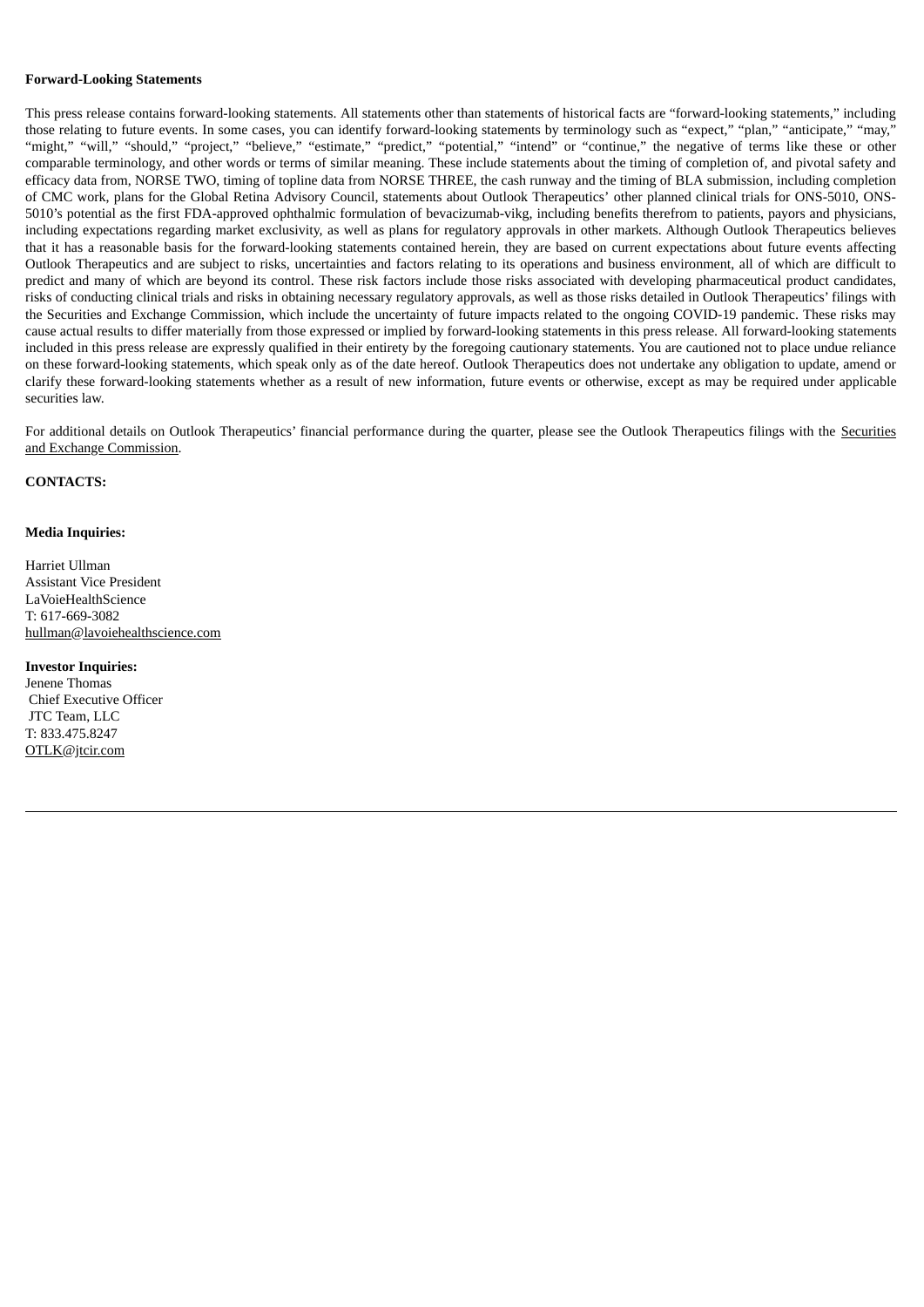**Forward-Looking Statements**

This press release contains forward-looking statements. All statements other than statements of historical facts are "forward-looking statements," including those relating to future events. In some cases, you can identify forward-looking statements by terminology such as "expect," "plan," "anticipate," "may," "might," "will," "should," "project," "believe," "estimate," "predict," "potential," "intend" or "continue," the negative of terms like these or other comparable terminology, and other words or terms of similar meaning. These include statements about the timing of completion of, and pivotal safety and efficacy data from, NORSE TWO, timing of topline data from NORSE THREE, the cash runway and the timing of BLA submission, including completion of CMC work, plans for the Global Retina Advisory Council, statements about Outlook Therapeutics' other planned clinical trials for ONS-5010, ONS-5010's potential as the first FDA-approved ophthalmic formulation of bevacizumab-vikg, including benefits therefrom to patients, payors and physicians, including expectations regarding market exclusivity, as well as plans for regulatory approvals in other markets. Although Outlook Therapeutics believes that it has a reasonable basis for the forward-looking statements contained herein, they are based on current expectations about future events affecting Outlook Therapeutics and are subject to risks, uncertainties and factors relating to its operations and business environment, all of which are difficult to predict and many of which are beyond its control. These risk factors include those risks associated with developing pharmaceutical product candidates, risks of conducting clinical trials and risks in obtaining necessary regulatory approvals, as well as those risks detailed in Outlook Therapeutics' filings with the Securities and Exchange Commission, which include the uncertainty of future impacts related to the ongoing COVID-19 pandemic. These risks may cause actual results to differ materially from those expressed or implied by forward-looking statements in this press release. All forward-looking statements included in this press release are expressly qualified in their entirety by the foregoing cautionary statements. You are cautioned not to place undue reliance on these forward-looking statements, which speak only as of the date hereof. Outlook Therapeutics does not undertake any obligation to update, amend or clarify these forward-looking statements whether as a result of new information, future events or otherwise, except as may be required under applicable securities law.

For additional details on Outlook Therapeutics' financial performance during the quarter, please see the Outlook Therapeutics filings with the Securities and Exchange Commission.

**CONTACTS:**

**Media Inquiries:**

Harriet Ullman
Assistant Vice President
LaVoieHealthScience
T: 617-669-3082
hullman@lavoiehealthscience.com

**Investor Inquiries:**
Jenene Thomas
Chief Executive Officer
JTC Team, LLC
T: 833.475.8247
OTLK@jtcir.com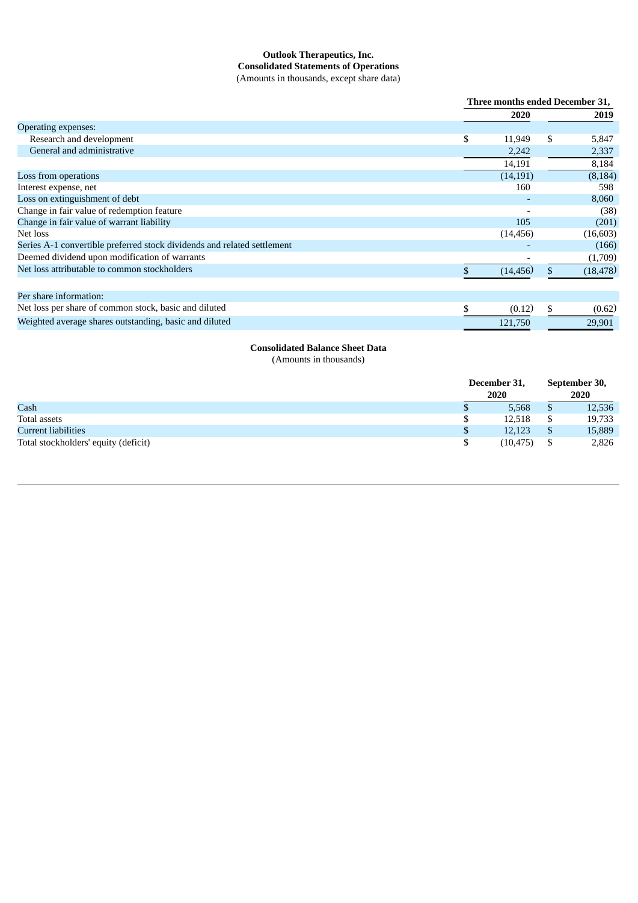**Outlook Therapeutics, Inc.**
**Consolidated Statements of Operations**
(Amounts in thousands, except share data)

| | Three months ended December 31, | |
|---|---|---|
| | 2020 | 2019 |
| Operating expenses: | | |
| Research and development | $ 11,949 | $ 5,847 |
| General and administrative | 2,242 | 2,337 |
| | 14,191 | 8,184 |
| Loss from operations | (14,191) | (8,184) |
| Interest expense, net | 160 | 598 |
| Loss on extinguishment of debt | - | 8,060 |
| Change in fair value of redemption feature | - | (38) |
| Change in fair value of warrant liability | 105 | (201) |
| Net loss | (14,456) | (16,603) |
| Series A-1 convertible preferred stock dividends and related settlement | - | (166) |
| Deemed dividend upon modification of warrants | - | (1,709) |
| Net loss attributable to common stockholders | $ (14,456) | $ (18,478) |
| | | |
| Per share information: | | |
| Net loss per share of common stock, basic and diluted | $ (0.12) | $ (0.62) |
| Weighted average shares outstanding, basic and diluted | 121,750 | 29,901 |

**Consolidated Balance Sheet Data**
(Amounts in thousands)

| | December 31, 2020 | September 30, 2020 |
|---|---|---|
| Cash | $ 5,568 | $ 12,536 |
| Total assets | $ 12,518 | $ 19,733 |
| Current liabilities | $ 12,123 | $ 15,889 |
| Total stockholders' equity (deficit) | $ (10,475) | $ 2,826 |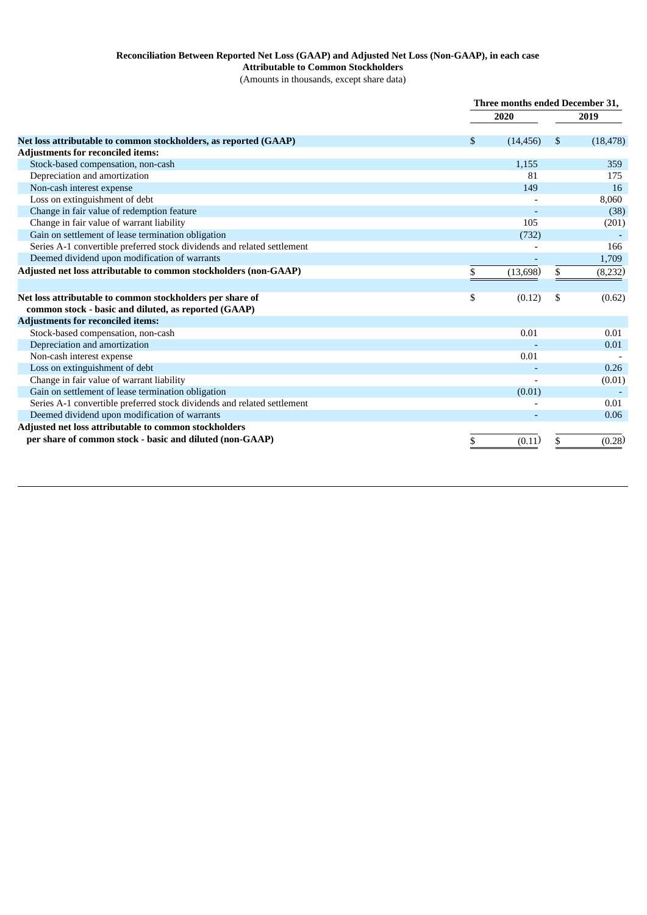**Reconciliation Between Reported Net Loss (GAAP) and Adjusted Net Loss (Non-GAAP), in each case Attributable to Common Stockholders**

(Amounts in thousands, except share data)

| | Three months ended December 31, | |
|---|---|---|
| | 2020 | 2019 |
| **Net loss attributable to common stockholders, as reported (GAAP)** | $ (14,456) | $ (18,478) |
| **Adjustments for reconciled items:** | | |
| Stock-based compensation, non-cash | 1,155 | 359 |
| Depreciation and amortization | 81 | 175 |
| Non-cash interest expense | 149 | 16 |
| Loss on extinguishment of debt | - | 8,060 |
| Change in fair value of redemption feature | - | (38) |
| Change in fair value of warrant liability | 105 | (201) |
| Gain on settlement of lease termination obligation | (732) | - |
| Series A-1 convertible preferred stock dividends and related settlement | - | 166 |
| Deemed dividend upon modification of warrants | - | 1,709 |
| **Adjusted net loss attributable to common stockholders (non-GAAP)** | $ (13,698) | $ (8,232) |
| | | |
| **Net loss attributable to common stockholders per share of common stock - basic and diluted, as reported (GAAP)** | $ (0.12) | $ (0.62) |
| **Adjustments for reconciled items:** | | |
| Stock-based compensation, non-cash | 0.01 | 0.01 |
| Depreciation and amortization | - | 0.01 |
| Non-cash interest expense | 0.01 | - |
| Loss on extinguishment of debt | - | 0.26 |
| Change in fair value of warrant liability | - | (0.01) |
| Gain on settlement of lease termination obligation | (0.01) | - |
| Series A-1 convertible preferred stock dividends and related settlement | - | 0.01 |
| Deemed dividend upon modification of warrants | - | 0.06 |
| **Adjusted net loss attributable to common stockholders per share of common stock - basic and diluted (non-GAAP)** | $ (0.11) | $ (0.28) |